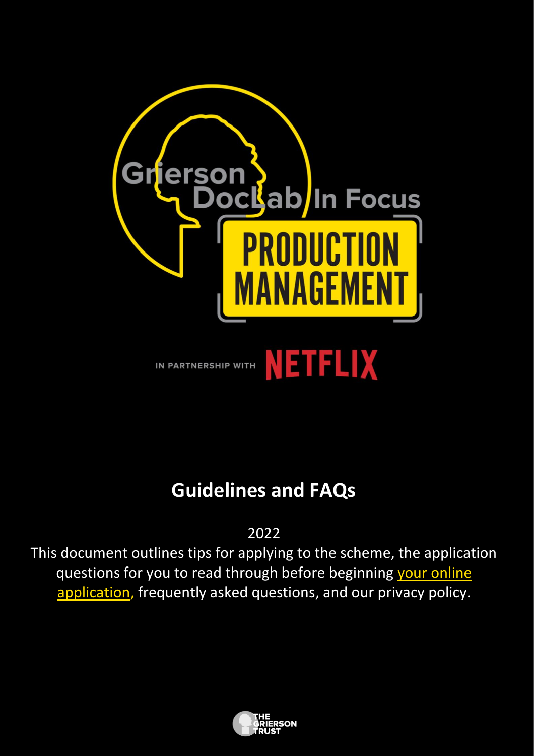Grierson DocLab In Focus

PRODUCTION MANAGEMENT

IN PARTNERSHIP WITH NETFLIX

# Guidelines and FAQs

2022

This document outlines tips for applying to the scheme, the application questions for you to read through before beginning your online application, frequently asked questions, and our privacy policy.

THE GRIERSON TRUST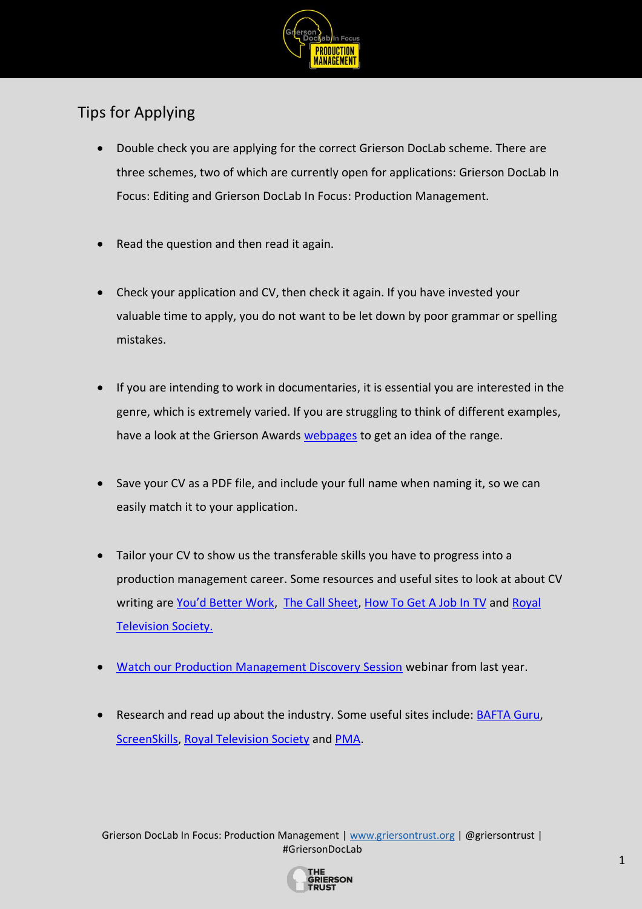## Tips for Applying

- Double check you are applying for the correct Grierson DocLab scheme. There are three schemes, two of which are currently open for applications: Grierson DocLab In Focus: Editing and Grierson DocLab In Focus: Production Management.

- Read the question and then read it again.

- Check your application and CV, then check it again. If you have invested your valuable time to apply, you do not want to be let down by poor grammar or spelling mistakes.

- If you are intending to work in documentaries, it is essential you are interested in the genre, which is extremely varied. If you are struggling to think of different examples, have a look at the Grierson Awards webpages to get an idea of the range.

- Save your CV as a PDF file, and include your full name when naming it, so we can easily match it to your application.

- Tailor your CV to show us the transferable skills you have to progress into a production management career. Some resources and useful sites to look at about CV writing are You'd Better Work, The Call Sheet, How To Get A Job In TV and Royal Television Society.

- Watch our Production Management Discovery Session webinar from last year.

- Research and read up about the industry. Some useful sites include: BAFTA Guru, ScreenSkills, Royal Television Society and PMA.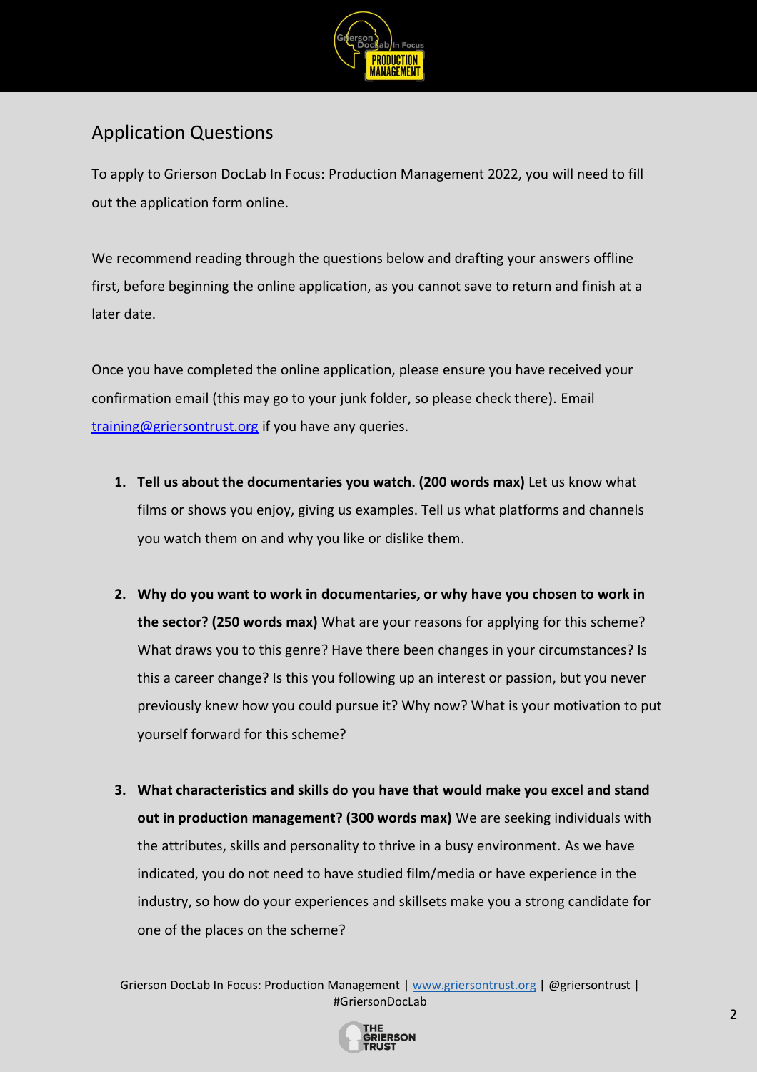## Application Questions

To apply to Grierson DocLab In Focus: Production Management 2022, you will need to fill out the application form online.

We recommend reading through the questions below and drafting your answers offline first, before beginning the online application, as you cannot save to return and finish at a later date.

Once you have completed the online application, please ensure you have received your confirmation email (this may go to your junk folder, so please check there). Email [training@griersontrust.org](mailto:training@griersontrust.org) if you have any queries.

1. **Tell us about the documentaries you watch. (200 words max)** Let us know what films or shows you enjoy, giving us examples. Tell us what platforms and channels you watch them on and why you like or dislike them.

2. **Why do you want to work in documentaries, or why have you chosen to work in the sector? (250 words max)** What are your reasons for applying for this scheme? What draws you to this genre? Have there been changes in your circumstances? Is this a career change? Is this you following up an interest or passion, but you never previously knew how you could pursue it? Why now? What is your motivation to put yourself forward for this scheme?

3. **What characteristics and skills do you have that would make you excel and stand out in production management? (300 words max)** We are seeking individuals with the attributes, skills and personality to thrive in a busy environment. As we have indicated, you do not need to have studied film/media or have experience in the industry, so how do your experiences and skillsets make you a strong candidate for one of the places on the scheme?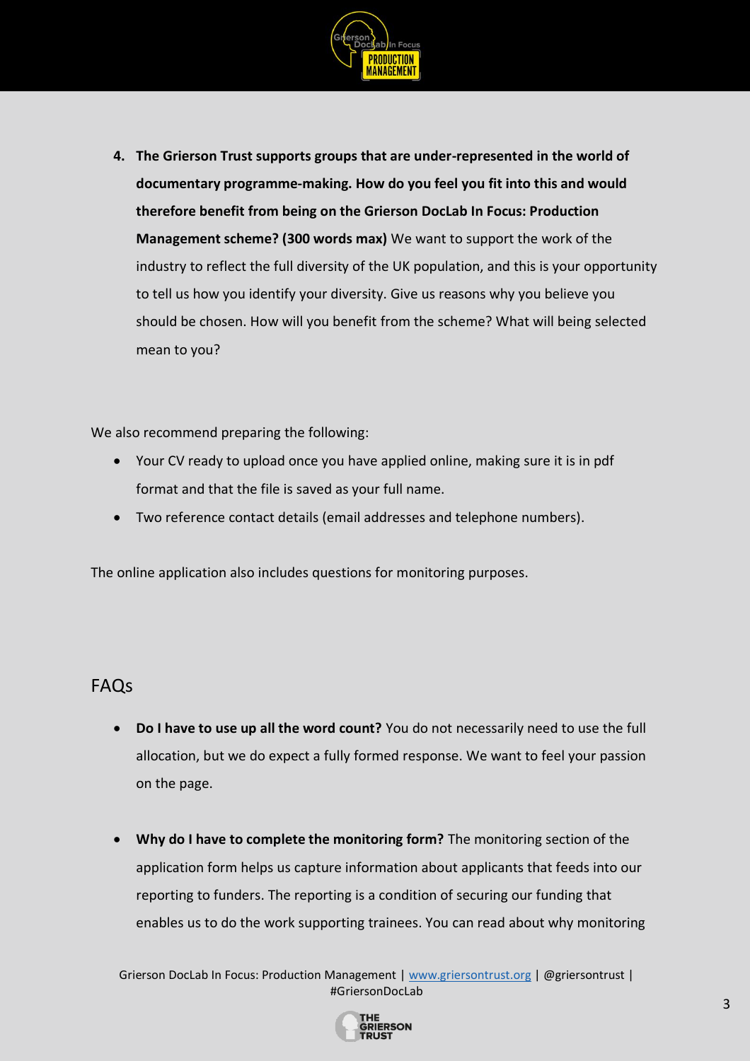4. **The Grierson Trust supports groups that are under-represented in the world of documentary programme-making. How do you feel you fit into this and would therefore benefit from being on the Grierson DocLab In Focus: Production Management scheme? (300 words max)** We want to support the work of the industry to reflect the full diversity of the UK population, and this is your opportunity to tell us how you identify your diversity. Give us reasons why you believe you should be chosen. How will you benefit from the scheme? What will being selected mean to you?

We also recommend preparing the following:

- Your CV ready to upload once you have applied online, making sure it is in pdf format and that the file is saved as your full name.
- Two reference contact details (email addresses and telephone numbers).

The online application also includes questions for monitoring purposes.

## FAQs

- **Do I have to use up all the word count?** You do not necessarily need to use the full allocation, but we do expect a fully formed response. We want to feel your passion on the page.

- **Why do I have to complete the monitoring form?** The monitoring section of the application form helps us capture information about applicants that feeds into our reporting to funders. The reporting is a condition of securing our funding that enables us to do the work supporting trainees. You can read about why monitoring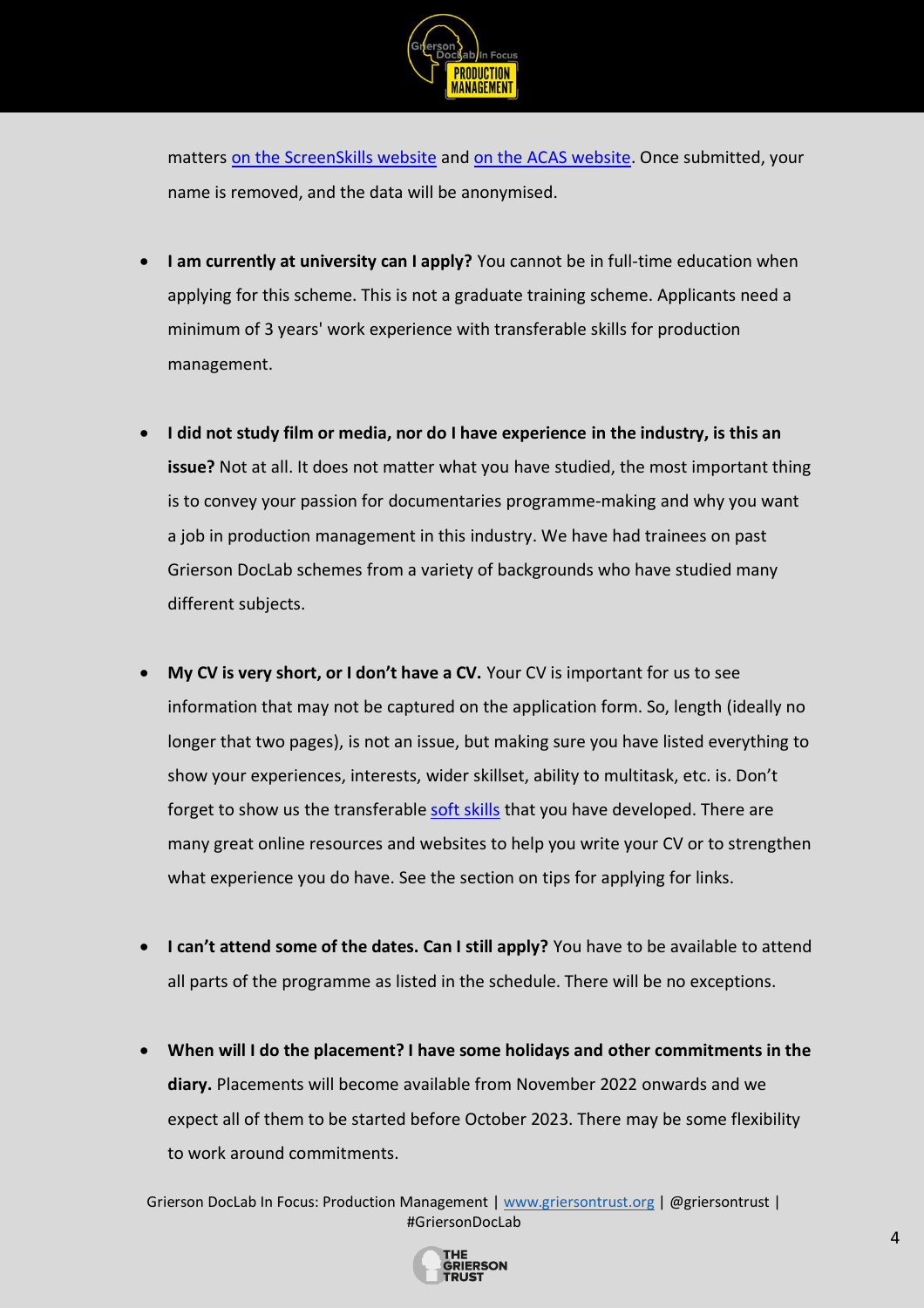matters on the ScreenSkills website and on the ACAS website. Once submitted, your name is removed, and the data will be anonymised.

- **I am currently at university can I apply?** You cannot be in full-time education when applying for this scheme. This is not a graduate training scheme. Applicants need a minimum of 3 years' work experience with transferable skills for production management.

- **I did not study film or media, nor do I have experience in the industry, is this an issue?** Not at all. It does not matter what you have studied, the most important thing is to convey your passion for documentaries programme-making and why you want a job in production management in this industry. We have had trainees on past Grierson DocLab schemes from a variety of backgrounds who have studied many different subjects.

- **My CV is very short, or I don't have a CV.** Your CV is important for us to see information that may not be captured on the application form. So, length (ideally no longer that two pages), is not an issue, but making sure you have listed everything to show your experiences, interests, wider skillset, ability to multitask, etc. is. Don't forget to show us the transferable soft skills that you have developed. There are many great online resources and websites to help you write your CV or to strengthen what experience you do have. See the section on tips for applying for links.

- **I can't attend some of the dates. Can I still apply?** You have to be available to attend all parts of the programme as listed in the schedule. There will be no exceptions.

- **When will I do the placement? I have some holidays and other commitments in the diary.** Placements will become available from November 2022 onwards and we expect all of them to be started before October 2023. There may be some flexibility to work around commitments.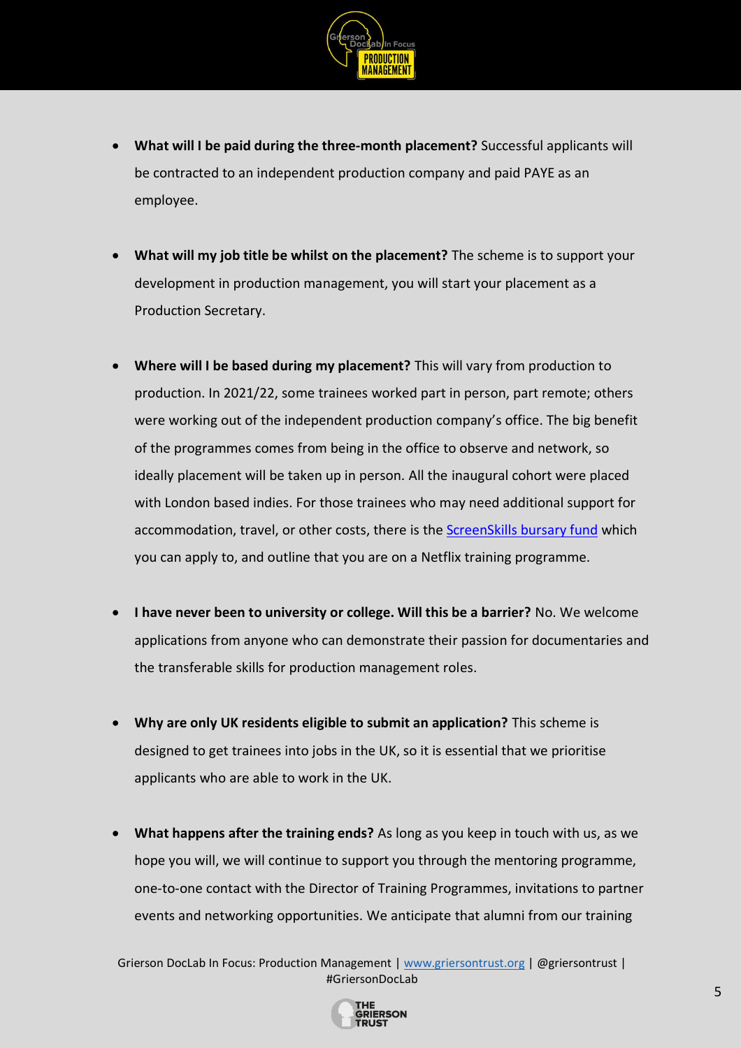- **What will I be paid during the three-month placement?** Successful applicants will be contracted to an independent production company and paid PAYE as an employee.

- **What will my job title be whilst on the placement?** The scheme is to support your development in production management, you will start your placement as a Production Secretary.

- **Where will I be based during my placement?** This will vary from production to production. In 2021/22, some trainees worked part in person, part remote; others were working out of the independent production company's office. The big benefit of the programmes comes from being in the office to observe and network, so ideally placement will be taken up in person. All the inaugural cohort were placed with London based indies. For those trainees who may need additional support for accommodation, travel, or other costs, there is the ScreenSkills bursary fund which you can apply to, and outline that you are on a Netflix training programme.

- **I have never been to university or college. Will this be a barrier?** No. We welcome applications from anyone who can demonstrate their passion for documentaries and the transferable skills for production management roles.

- **Why are only UK residents eligible to submit an application?** This scheme is designed to get trainees into jobs in the UK, so it is essential that we prioritise applicants who are able to work in the UK.

- **What happens after the training ends?** As long as you keep in touch with us, as we hope you will, we will continue to support you through the mentoring programme, one-to-one contact with the Director of Training Programmes, invitations to partner events and networking opportunities. We anticipate that alumni from our training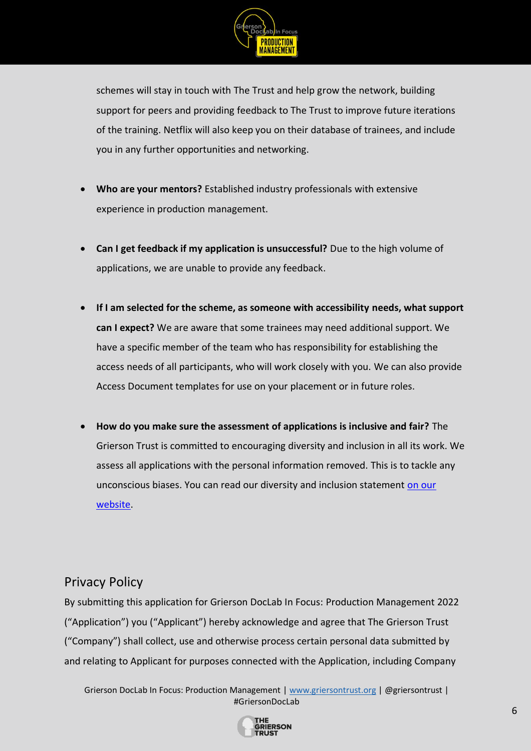schemes will stay in touch with The Trust and help grow the network, building support for peers and providing feedback to The Trust to improve future iterations of the training. Netflix will also keep you on their database of trainees, and include you in any further opportunities and networking.

- **Who are your mentors?** Established industry professionals with extensive experience in production management.

- **Can I get feedback if my application is unsuccessful?** Due to the high volume of applications, we are unable to provide any feedback.

- **If I am selected for the scheme, as someone with accessibility needs, what support can I expect?** We are aware that some trainees may need additional support. We have a specific member of the team who has responsibility for establishing the access needs of all participants, who will work closely with you. We can also provide Access Document templates for use on your placement or in future roles.

- **How do you make sure the assessment of applications is inclusive and fair?** The Grierson Trust is committed to encouraging diversity and inclusion in all its work. We assess all applications with the personal information removed. This is to tackle any unconscious biases. You can read our diversity and inclusion statement on our website.

## Privacy Policy

By submitting this application for Grierson DocLab In Focus: Production Management 2022 ("Application") you ("Applicant") hereby acknowledge and agree that The Grierson Trust ("Company") shall collect, use and otherwise process certain personal data submitted by and relating to Applicant for purposes connected with the Application, including Company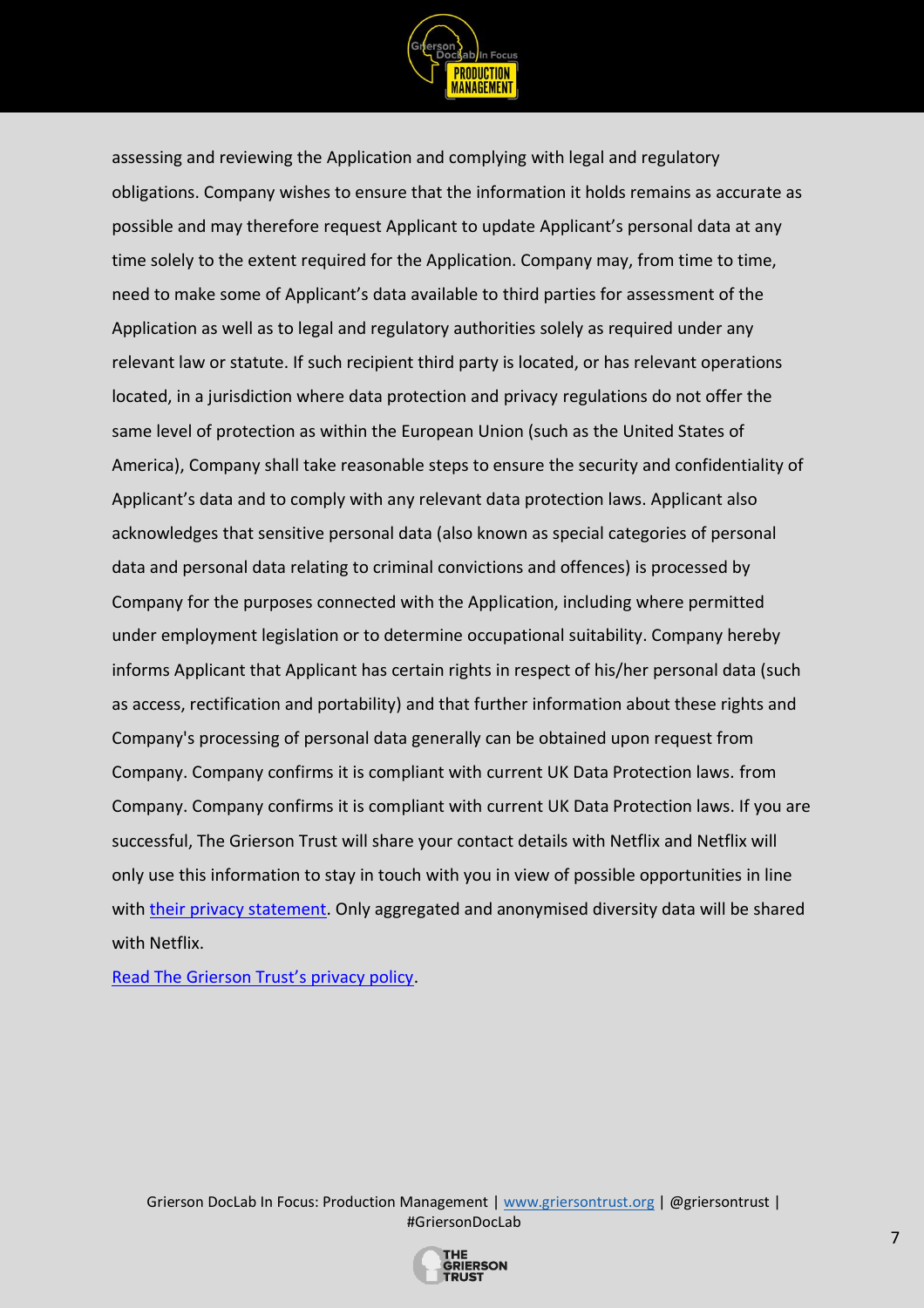assessing and reviewing the Application and complying with legal and regulatory obligations. Company wishes to ensure that the information it holds remains as accurate as possible and may therefore request Applicant to update Applicant's personal data at any time solely to the extent required for the Application. Company may, from time to time, need to make some of Applicant's data available to third parties for assessment of the Application as well as to legal and regulatory authorities solely as required under any relevant law or statute. If such recipient third party is located, or has relevant operations located, in a jurisdiction where data protection and privacy regulations do not offer the same level of protection as within the European Union (such as the United States of America), Company shall take reasonable steps to ensure the security and confidentiality of Applicant's data and to comply with any relevant data protection laws. Applicant also acknowledges that sensitive personal data (also known as special categories of personal data and personal data relating to criminal convictions and offences) is processed by Company for the purposes connected with the Application, including where permitted under employment legislation or to determine occupational suitability. Company hereby informs Applicant that Applicant has certain rights in respect of his/her personal data (such as access, rectification and portability) and that further information about these rights and Company's processing of personal data generally can be obtained upon request from Company. Company confirms it is compliant with current UK Data Protection laws. from Company. Company confirms it is compliant with current UK Data Protection laws. If you are successful, The Grierson Trust will share your contact details with Netflix and Netflix will only use this information to stay in touch with you in view of possible opportunities in line with [their privacy statement](). Only aggregated and anonymised diversity data will be shared with Netflix.

[Read The Grierson Trust's privacy policy]().